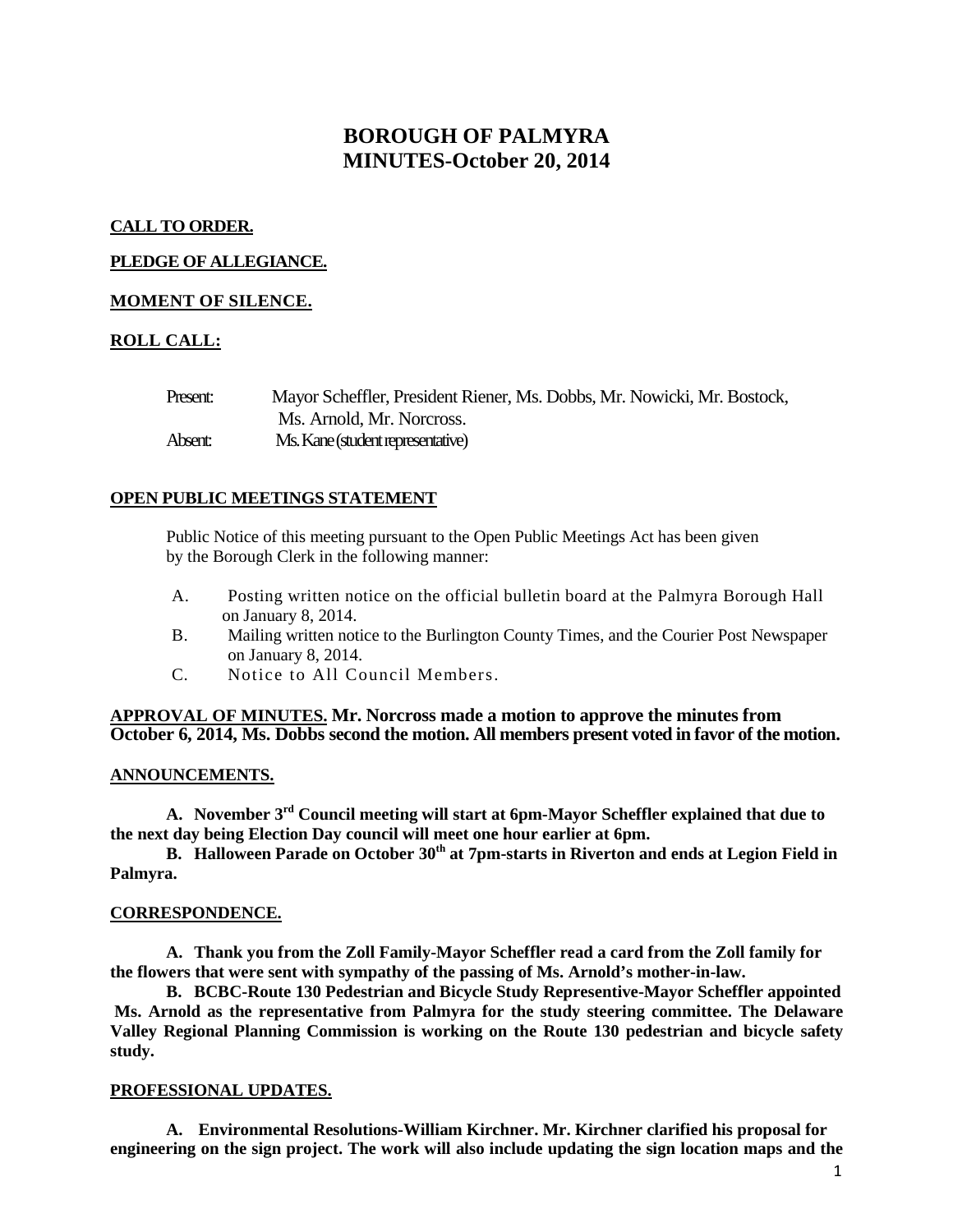# BOROUGH OF PALMYRA
# MINUTES-October 20, 2014

**CALL TO ORDER.**

**PLEDGE OF ALLEGIANCE.**

**MOMENT OF SILENCE.**

**ROLL CALL:**

Present: Mayor Scheffler, President Riener, Ms. Dobbs, Mr. Nowicki, Mr. Bostock, Ms. Arnold, Mr. Norcross.
Absent: Ms. Kane (student representative)

**OPEN PUBLIC MEETINGS STATEMENT**

Public Notice of this meeting pursuant to the Open Public Meetings Act has been given by the Borough Clerk in the following manner:

A. Posting written notice on the official bulletin board at the Palmyra Borough Hall on January 8, 2014.
B. Mailing written notice to the Burlington County Times, and the Courier Post Newspaper on January 8, 2014.
C. Notice to All Council Members.

**APPROVAL OF MINUTES. Mr. Norcross made a motion to approve the minutes from October 6, 2014, Ms. Dobbs second the motion. All members present voted in favor of the motion.**

**ANNOUNCEMENTS.**

**A. November 3rd Council meeting will start at 6pm-Mayor Scheffler explained that due to the next day being Election Day council will meet one hour earlier at 6pm.**

**B. Halloween Parade on October 30th at 7pm-starts in Riverton and ends at Legion Field in Palmyra.**

**CORRESPONDENCE.**

**A. Thank you from the Zoll Family-Mayor Scheffler read a card from the Zoll family for the flowers that were sent with sympathy of the passing of Ms. Arnold's mother-in-law.**

**B. BCBC-Route 130 Pedestrian and Bicycle Study Represenitive-Mayor Scheffler appointed Ms. Arnold as the representative from Palmyra for the study steering committee. The Delaware Valley Regional Planning Commission is working on the Route 130 pedestrian and bicycle safety study.**

**PROFESSIONAL UPDATES.**

**A. Environmental Resolutions-William Kirchner. Mr. Kirchner clarified his proposal for engineering on the sign project. The work will also include updating the sign location maps and the**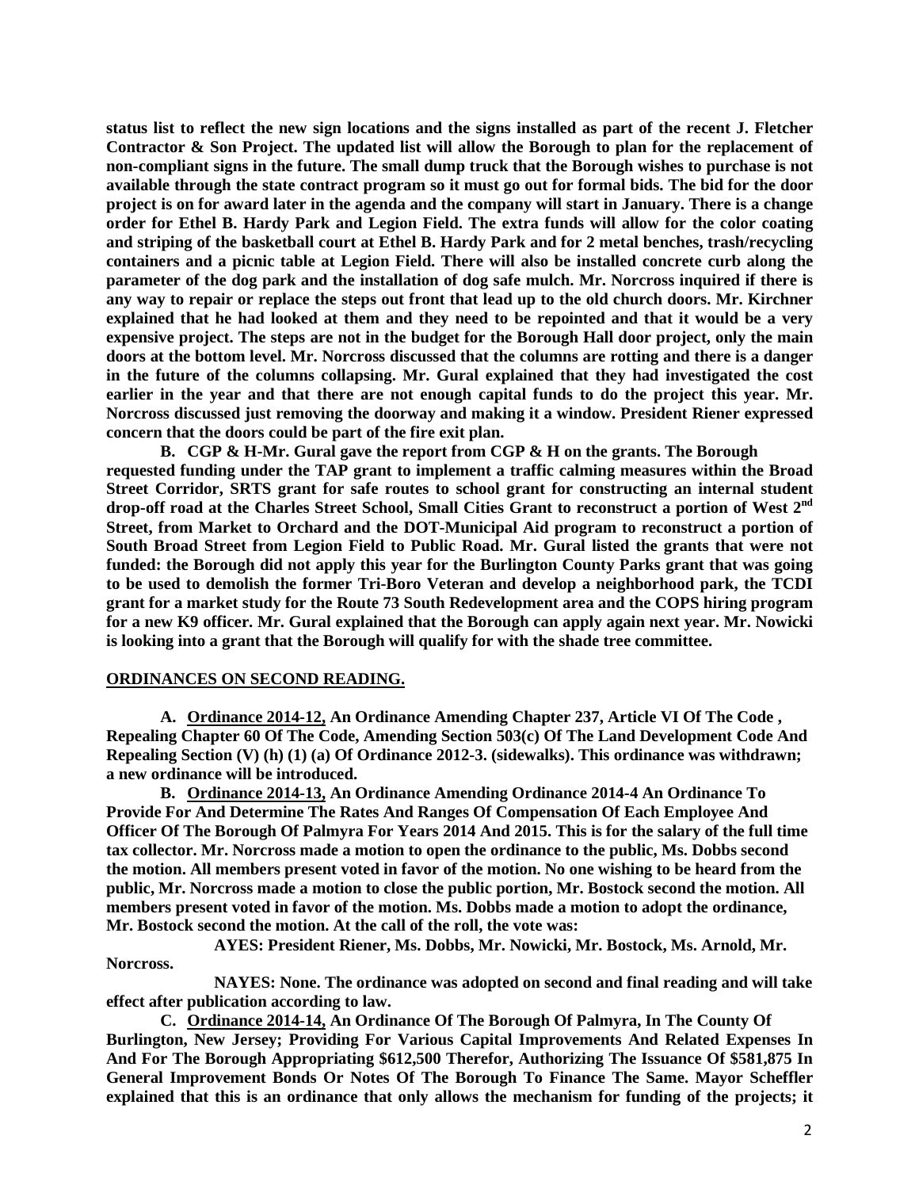**status list to reflect the new sign locations and the signs installed as part of the recent J. Fletcher Contractor & Son Project. The updated list will allow the Borough to plan for the replacement of non-compliant signs in the future. The small dump truck that the Borough wishes to purchase is not available through the state contract program so it must go out for formal bids. The bid for the door project is on for award later in the agenda and the company will start in January. There is a change order for Ethel B. Hardy Park and Legion Field. The extra funds will allow for the color coating and striping of the basketball court at Ethel B. Hardy Park and for 2 metal benches, trash/recycling containers and a picnic table at Legion Field. There will also be installed concrete curb along the parameter of the dog park and the installation of dog safe mulch. Mr. Norcross inquired if there is any way to repair or replace the steps out front that lead up to the old church doors. Mr. Kirchner explained that he had looked at them and they need to be repointed and that it would be a very expensive project. The steps are not in the budget for the Borough Hall door project, only the main doors at the bottom level. Mr. Norcross discussed that the columns are rotting and there is a danger in the future of the columns collapsing. Mr. Gural explained that they had investigated the cost earlier in the year and that there are not enough capital funds to do the project this year. Mr. Norcross discussed just removing the doorway and making it a window. President Riener expressed concern that the doors could be part of the fire exit plan.**

**B. CGP & H-Mr. Gural gave the report from CGP & H on the grants. The Borough requested funding under the TAP grant to implement a traffic calming measures within the Broad Street Corridor, SRTS grant for safe routes to school grant for constructing an internal student drop-off road at the Charles Street School, Small Cities Grant to reconstruct a portion of West 2nd Street, from Market to Orchard and the DOT-Municipal Aid program to reconstruct a portion of South Broad Street from Legion Field to Public Road. Mr. Gural listed the grants that were not funded: the Borough did not apply this year for the Burlington County Parks grant that was going to be used to demolish the former Tri-Boro Veteran and develop a neighborhood park, the TCDI grant for a market study for the Route 73 South Redevelopment area and the COPS hiring program for a new K9 officer. Mr. Gural explained that the Borough can apply again next year. Mr. Nowicki is looking into a grant that the Borough will qualify for with the shade tree committee.**

**ORDINANCES ON SECOND READING.**

**A. Ordinance 2014-12, An Ordinance Amending Chapter 237, Article VI Of The Code , Repealing Chapter 60 Of The Code, Amending Section 503(c) Of The Land Development Code And Repealing Section (V) (h) (1) (a) Of Ordinance 2012-3. (sidewalks). This ordinance was withdrawn; a new ordinance will be introduced.**

**B. Ordinance 2014-13, An Ordinance Amending Ordinance 2014-4 An Ordinance To Provide For And Determine The Rates And Ranges Of Compensation Of Each Employee And Officer Of The Borough Of Palmyra For Years 2014 And 2015. This is for the salary of the full time tax collector. Mr. Norcross made a motion to open the ordinance to the public, Ms. Dobbs second the motion. All members present voted in favor of the motion. No one wishing to be heard from the public, Mr. Norcross made a motion to close the public portion, Mr. Bostock second the motion. All members present voted in favor of the motion. Ms. Dobbs made a motion to adopt the ordinance, Mr. Bostock second the motion. At the call of the roll, the vote was:**

**AYES: President Riener, Ms. Dobbs, Mr. Nowicki, Mr. Bostock, Ms. Arnold, Mr. Norcross.**

**NAYES: None. The ordinance was adopted on second and final reading and will take effect after publication according to law.**

**C. Ordinance 2014-14, An Ordinance Of The Borough Of Palmyra, In The County Of Burlington, New Jersey; Providing For Various Capital Improvements And Related Expenses In And For The Borough Appropriating $612,500 Therefor, Authorizing The Issuance Of $581,875 In General Improvement Bonds Or Notes Of The Borough To Finance The Same. Mayor Scheffler explained that this is an ordinance that only allows the mechanism for funding of the projects; it**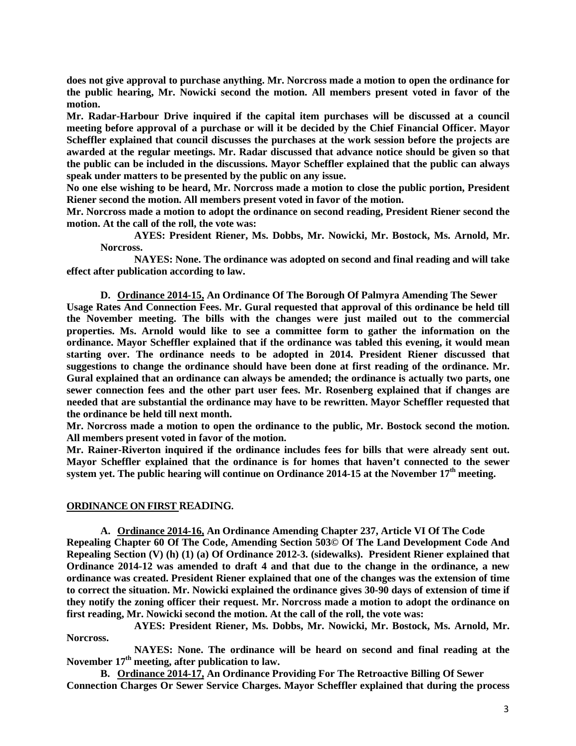**does not give approval to purchase anything. Mr. Norcross made a motion to open the ordinance for the public hearing, Mr. Nowicki second the motion. All members present voted in favor of the motion.**

**Mr. Radar-Harbour Drive inquired if the capital item purchases will be discussed at a council meeting before approval of a purchase or will it be decided by the Chief Financial Officer. Mayor Scheffler explained that council discusses the purchases at the work session before the projects are awarded at the regular meetings. Mr. Radar discussed that advance notice should be given so that the public can be included in the discussions. Mayor Scheffler explained that the public can always speak under matters to be presented by the public on any issue.**

**No one else wishing to be heard, Mr. Norcross made a motion to close the public portion, President Riener second the motion. All members present voted in favor of the motion.**

**Mr. Norcross made a motion to adopt the ordinance on second reading, President Riener second the motion. At the call of the roll, the vote was:**

**AYES: President Riener, Ms. Dobbs, Mr. Nowicki, Mr. Bostock, Ms. Arnold, Mr. Norcross.**

**NAYES: None. The ordinance was adopted on second and final reading and will take effect after publication according to law.**

**D. Ordinance 2014-15, An Ordinance Of The Borough Of Palmyra Amending The Sewer Usage Rates And Connection Fees. Mr. Gural requested that approval of this ordinance be held till the November meeting. The bills with the changes were just mailed out to the commercial properties. Ms. Arnold would like to see a committee form to gather the information on the ordinance. Mayor Scheffler explained that if the ordinance was tabled this evening, it would mean starting over. The ordinance needs to be adopted in 2014. President Riener discussed that suggestions to change the ordinance should have been done at first reading of the ordinance. Mr. Gural explained that an ordinance can always be amended; the ordinance is actually two parts, one sewer connection fees and the other part user fees. Mr. Rosenberg explained that if changes are needed that are substantial the ordinance may have to be rewritten. Mayor Scheffler requested that the ordinance be held till next month.**

**Mr. Norcross made a motion to open the ordinance to the public, Mr. Bostock second the motion. All members present voted in favor of the motion.**

**Mr. Rainer-Riverton inquired if the ordinance includes fees for bills that were already sent out. Mayor Scheffler explained that the ordinance is for homes that haven't connected to the sewer system yet. The public hearing will continue on Ordinance 2014-15 at the November 17th meeting.**

## ORDINANCE ON FIRST READING.

**A. Ordinance 2014-16, An Ordinance Amending Chapter 237, Article VI Of The Code Repealing Chapter 60 Of The Code, Amending Section 503© Of The Land Development Code And Repealing Section (V) (h) (1) (a) Of Ordinance 2012-3. (sidewalks). President Riener explained that Ordinance 2014-12 was amended to draft 4 and that due to the change in the ordinance, a new ordinance was created. President Riener explained that one of the changes was the extension of time to correct the situation. Mr. Nowicki explained the ordinance gives 30-90 days of extension of time if they notify the zoning officer their request. Mr. Norcross made a motion to adopt the ordinance on first reading, Mr. Nowicki second the motion. At the call of the roll, the vote was:**

**AYES: President Riener, Ms. Dobbs, Mr. Nowicki, Mr. Bostock, Ms. Arnold, Mr. Norcross.**

**NAYES: None. The ordinance will be heard on second and final reading at the November 17th meeting, after publication to law.**

**B. Ordinance 2014-17, An Ordinance Providing For The Retroactive Billing Of Sewer Connection Charges Or Sewer Service Charges. Mayor Scheffler explained that during the process**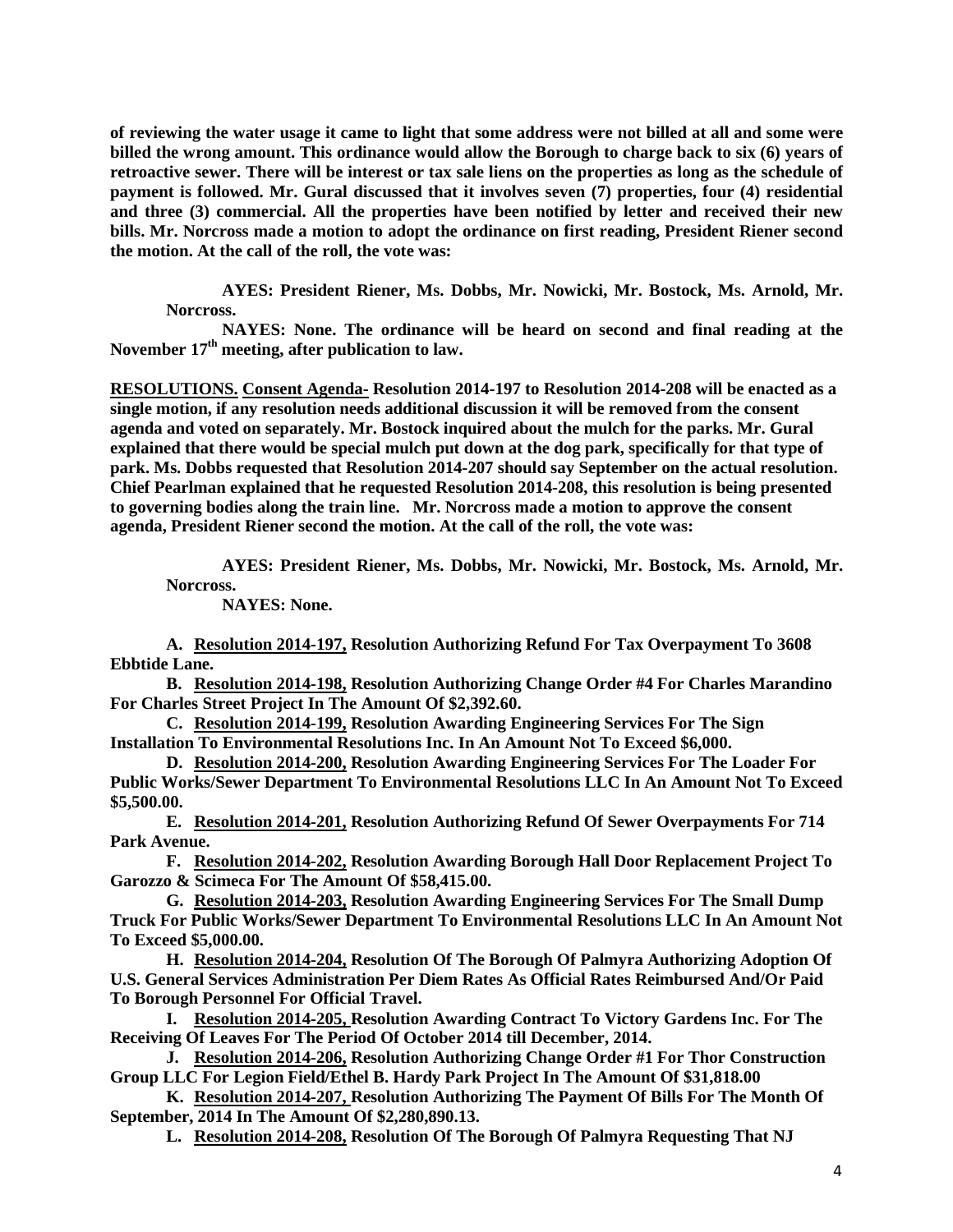**of reviewing the water usage it came to light that some address were not billed at all and some were billed the wrong amount. This ordinance would allow the Borough to charge back to six (6) years of retroactive sewer. There will be interest or tax sale liens on the properties as long as the schedule of payment is followed. Mr. Gural discussed that it involves seven (7) properties, four (4) residential and three (3) commercial. All the properties have been notified by letter and received their new bills. Mr. Norcross made a motion to adopt the ordinance on first reading, President Riener second the motion. At the call of the roll, the vote was:**

**AYES: President Riener, Ms. Dobbs, Mr. Nowicki, Mr. Bostock, Ms. Arnold, Mr. Norcross.**

**NAYES: None. The ordinance will be heard on second and final reading at the November 17th meeting, after publication to law.**

**RESOLUTIONS. Consent Agenda- Resolution 2014-197 to Resolution 2014-208 will be enacted as a single motion, if any resolution needs additional discussion it will be removed from the consent agenda and voted on separately. Mr. Bostock inquired about the mulch for the parks. Mr. Gural explained that there would be special mulch put down at the dog park, specifically for that type of park. Ms. Dobbs requested that Resolution 2014-207 should say September on the actual resolution. Chief Pearlman explained that he requested Resolution 2014-208, this resolution is being presented to governing bodies along the train line. Mr. Norcross made a motion to approve the consent agenda, President Riener second the motion. At the call of the roll, the vote was:**

**AYES: President Riener, Ms. Dobbs, Mr. Nowicki, Mr. Bostock, Ms. Arnold, Mr. Norcross.**

**NAYES: None.**

**A. Resolution 2014-197, Resolution Authorizing Refund For Tax Overpayment To 3608 Ebbtide Lane.**

**B. Resolution 2014-198, Resolution Authorizing Change Order #4 For Charles Marandino For Charles Street Project In The Amount Of $2,392.60.**

**C. Resolution 2014-199, Resolution Awarding Engineering Services For The Sign Installation To Environmental Resolutions Inc. In An Amount Not To Exceed $6,000.**

**D. Resolution 2014-200, Resolution Awarding Engineering Services For The Loader For Public Works/Sewer Department To Environmental Resolutions LLC In An Amount Not To Exceed $5,500.00.**

**E. Resolution 2014-201, Resolution Authorizing Refund Of Sewer Overpayments For 714 Park Avenue.**

**F. Resolution 2014-202, Resolution Awarding Borough Hall Door Replacement Project To Garozzo & Scimeca For The Amount Of $58,415.00.**

**G. Resolution 2014-203, Resolution Awarding Engineering Services For The Small Dump Truck For Public Works/Sewer Department To Environmental Resolutions LLC In An Amount Not To Exceed $5,000.00.**

**H. Resolution 2014-204, Resolution Of The Borough Of Palmyra Authorizing Adoption Of U.S. General Services Administration Per Diem Rates As Official Rates Reimbursed And/Or Paid To Borough Personnel For Official Travel.**

**I. Resolution 2014-205, Resolution Awarding Contract To Victory Gardens Inc. For The Receiving Of Leaves For The Period Of October 2014 till December, 2014.**

**J. Resolution 2014-206, Resolution Authorizing Change Order #1 For Thor Construction Group LLC For Legion Field/Ethel B. Hardy Park Project In The Amount Of $31,818.00**

**K. Resolution 2014-207, Resolution Authorizing The Payment Of Bills For The Month Of September, 2014 In The Amount Of $2,280,890.13.**

**L. Resolution 2014-208, Resolution Of The Borough Of Palmyra Requesting That NJ**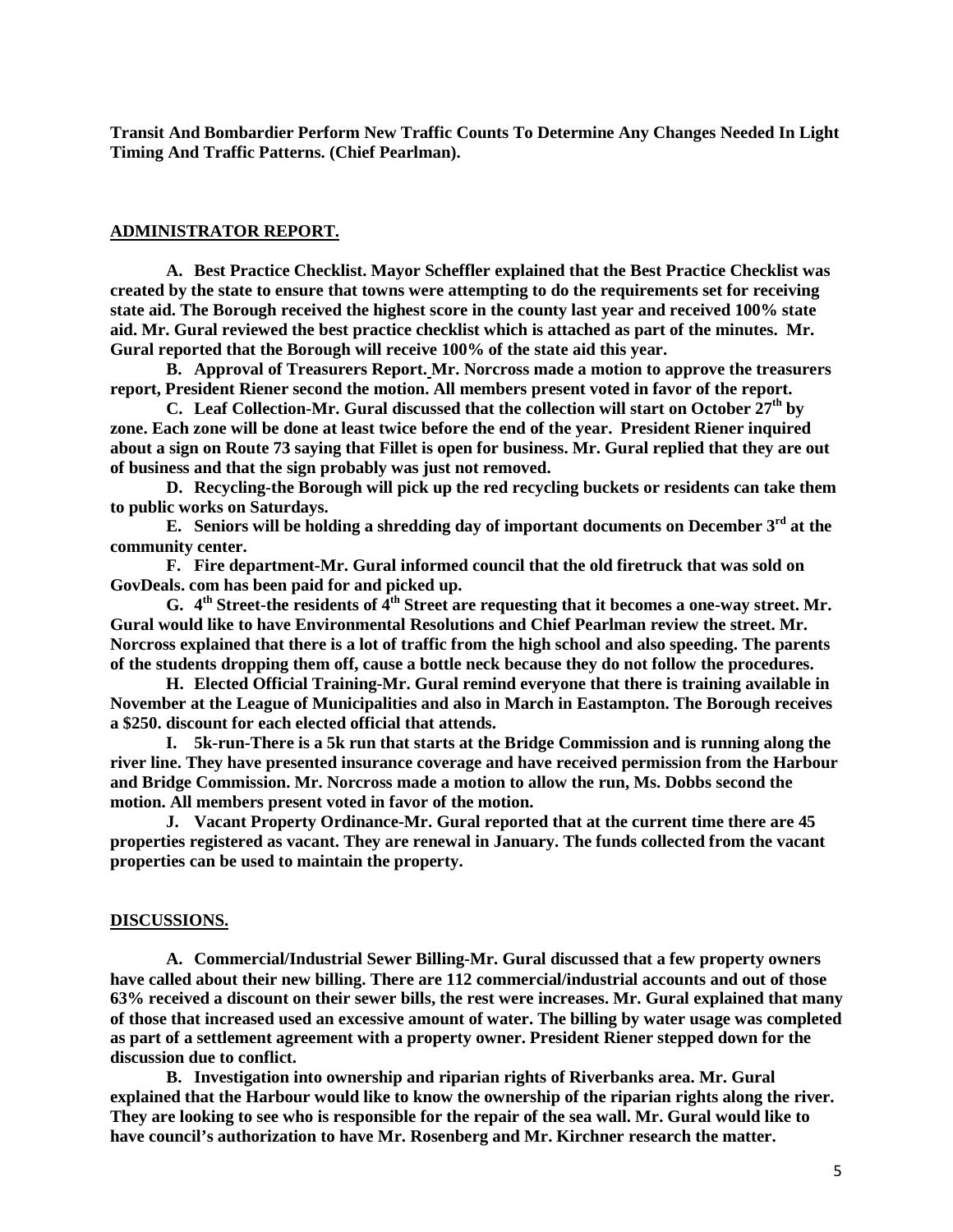**Transit And Bombardier Perform New Traffic Counts To Determine Any Changes Needed In Light Timing And Traffic Patterns. (Chief Pearlman).**

## ADMINISTRATOR REPORT.

**A. Best Practice Checklist. Mayor Scheffler explained that the Best Practice Checklist was created by the state to ensure that towns were attempting to do the requirements set for receiving state aid. The Borough received the highest score in the county last year and received 100% state aid. Mr. Gural reviewed the best practice checklist which is attached as part of the minutes. Mr. Gural reported that the Borough will receive 100% of the state aid this year.**

**B. Approval of Treasurers Report. Mr. Norcross made a motion to approve the treasurers report, President Riener second the motion. All members present voted in favor of the report.**

**C. Leaf Collection-Mr. Gural discussed that the collection will start on October 27th by zone. Each zone will be done at least twice before the end of the year. President Riener inquired about a sign on Route 73 saying that Fillet is open for business. Mr. Gural replied that they are out of business and that the sign probably was just not removed.**

**D. Recycling-the Borough will pick up the red recycling buckets or residents can take them to public works on Saturdays.**

**E. Seniors will be holding a shredding day of important documents on December 3rd at the community center.**

**F. Fire department-Mr. Gural informed council that the old firetruck that was sold on GovDeals. com has been paid for and picked up.**

**G. 4th Street-the residents of 4th Street are requesting that it becomes a one-way street. Mr. Gural would like to have Environmental Resolutions and Chief Pearlman review the street. Mr. Norcross explained that there is a lot of traffic from the high school and also speeding. The parents of the students dropping them off, cause a bottle neck because they do not follow the procedures.**

**H. Elected Official Training-Mr. Gural remind everyone that there is training available in November at the League of Municipalities and also in March in Eastampton. The Borough receives a $250. discount for each elected official that attends.**

**I. 5k-run-There is a 5k run that starts at the Bridge Commission and is running along the river line. They have presented insurance coverage and have received permission from the Harbour and Bridge Commission. Mr. Norcross made a motion to allow the run, Ms. Dobbs second the motion. All members present voted in favor of the motion.**

**J. Vacant Property Ordinance-Mr. Gural reported that at the current time there are 45 properties registered as vacant. They are renewal in January. The funds collected from the vacant properties can be used to maintain the property.**

## DISCUSSIONS.

**A. Commercial/Industrial Sewer Billing-Mr. Gural discussed that a few property owners have called about their new billing. There are 112 commercial/industrial accounts and out of those 63% received a discount on their sewer bills, the rest were increases. Mr. Gural explained that many of those that increased used an excessive amount of water. The billing by water usage was completed as part of a settlement agreement with a property owner. President Riener stepped down for the discussion due to conflict.**

**B. Investigation into ownership and riparian rights of Riverbanks area. Mr. Gural explained that the Harbour would like to know the ownership of the riparian rights along the river. They are looking to see who is responsible for the repair of the sea wall. Mr. Gural would like to have council's authorization to have Mr. Rosenberg and Mr. Kirchner research the matter.**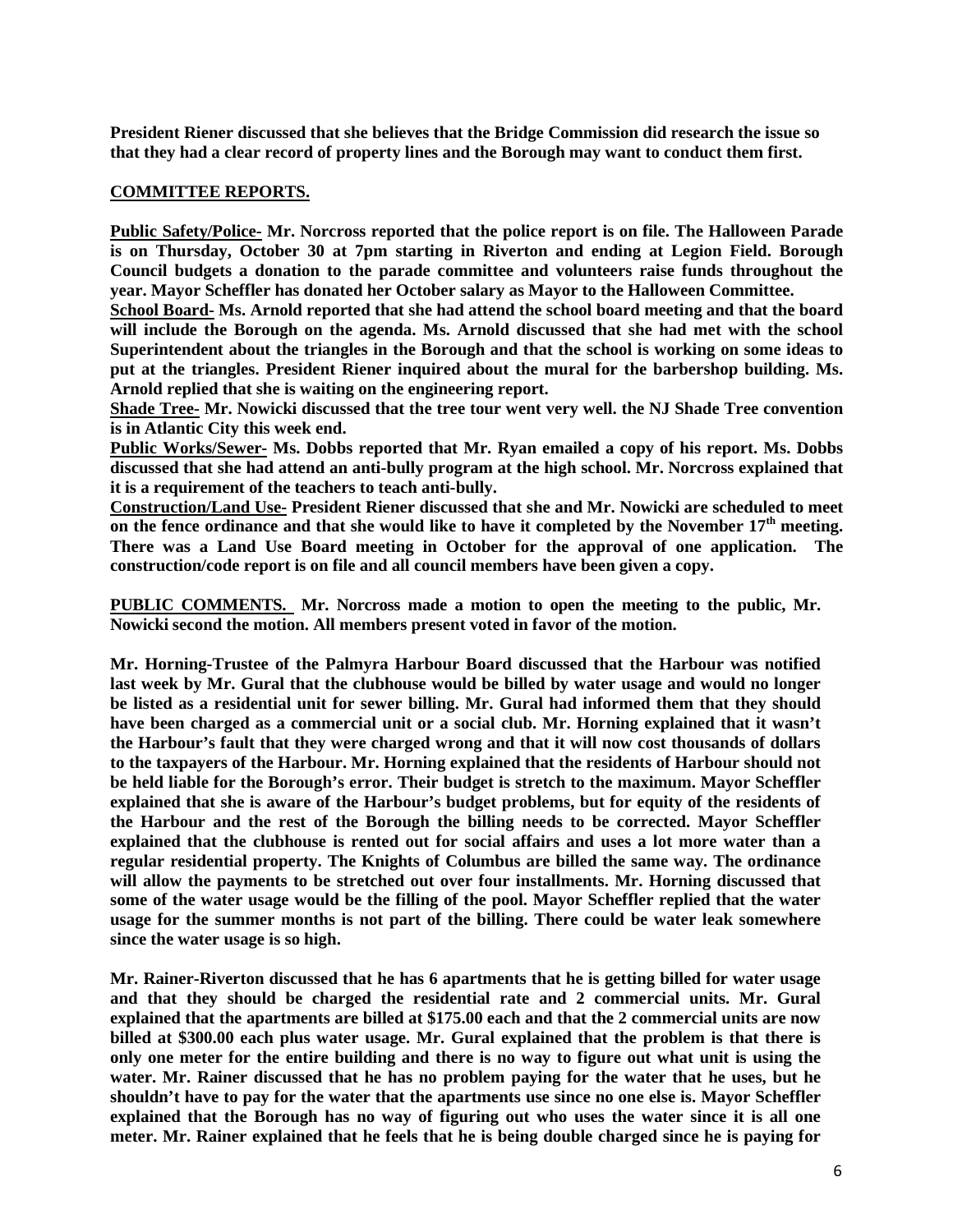**President Riener discussed that she believes that the Bridge Commission did research the issue so that they had a clear record of property lines and the Borough may want to conduct them first.**

**COMMITTEE REPORTS.**

**Public Safety/Police- Mr. Norcross reported that the police report is on file. The Halloween Parade is on Thursday, October 30 at 7pm starting in Riverton and ending at Legion Field. Borough Council budgets a donation to the parade committee and volunteers raise funds throughout the year. Mayor Scheffler has donated her October salary as Mayor to the Halloween Committee.**

**School Board- Ms. Arnold reported that she had attend the school board meeting and that the board will include the Borough on the agenda. Ms. Arnold discussed that she had met with the school Superintendent about the triangles in the Borough and that the school is working on some ideas to put at the triangles. President Riener inquired about the mural for the barbershop building. Ms. Arnold replied that she is waiting on the engineering report.**

**Shade Tree- Mr. Nowicki discussed that the tree tour went very well. the NJ Shade Tree convention is in Atlantic City this week end.**

**Public Works/Sewer- Ms. Dobbs reported that Mr. Ryan emailed a copy of his report. Ms. Dobbs discussed that she had attend an anti-bully program at the high school. Mr. Norcross explained that it is a requirement of the teachers to teach anti-bully.**

**Construction/Land Use- President Riener discussed that she and Mr. Nowicki are scheduled to meet on the fence ordinance and that she would like to have it completed by the November 17th meeting. There was a Land Use Board meeting in October for the approval of one application. The construction/code report is on file and all council members have been given a copy.**

**PUBLIC COMMENTS. Mr. Norcross made a motion to open the meeting to the public, Mr. Nowicki second the motion. All members present voted in favor of the motion.**

**Mr. Horning-Trustee of the Palmyra Harbour Board discussed that the Harbour was notified last week by Mr. Gural that the clubhouse would be billed by water usage and would no longer be listed as a residential unit for sewer billing. Mr. Gural had informed them that they should have been charged as a commercial unit or a social club. Mr. Horning explained that it wasn't the Harbour's fault that they were charged wrong and that it will now cost thousands of dollars to the taxpayers of the Harbour. Mr. Horning explained that the residents of Harbour should not be held liable for the Borough's error. Their budget is stretch to the maximum. Mayor Scheffler explained that she is aware of the Harbour's budget problems, but for equity of the residents of the Harbour and the rest of the Borough the billing needs to be corrected. Mayor Scheffler explained that the clubhouse is rented out for social affairs and uses a lot more water than a regular residential property. The Knights of Columbus are billed the same way. The ordinance will allow the payments to be stretched out over four installments. Mr. Horning discussed that some of the water usage would be the filling of the pool. Mayor Scheffler replied that the water usage for the summer months is not part of the billing. There could be water leak somewhere since the water usage is so high.**

**Mr. Rainer-Riverton discussed that he has 6 apartments that he is getting billed for water usage and that they should be charged the residential rate and 2 commercial units. Mr. Gural explained that the apartments are billed at $175.00 each and that the 2 commercial units are now billed at $300.00 each plus water usage. Mr. Gural explained that the problem is that there is only one meter for the entire building and there is no way to figure out what unit is using the water. Mr. Rainer discussed that he has no problem paying for the water that he uses, but he shouldn't have to pay for the water that the apartments use since no one else is. Mayor Scheffler explained that the Borough has no way of figuring out who uses the water since it is all one meter. Mr. Rainer explained that he feels that he is being double charged since he is paying for**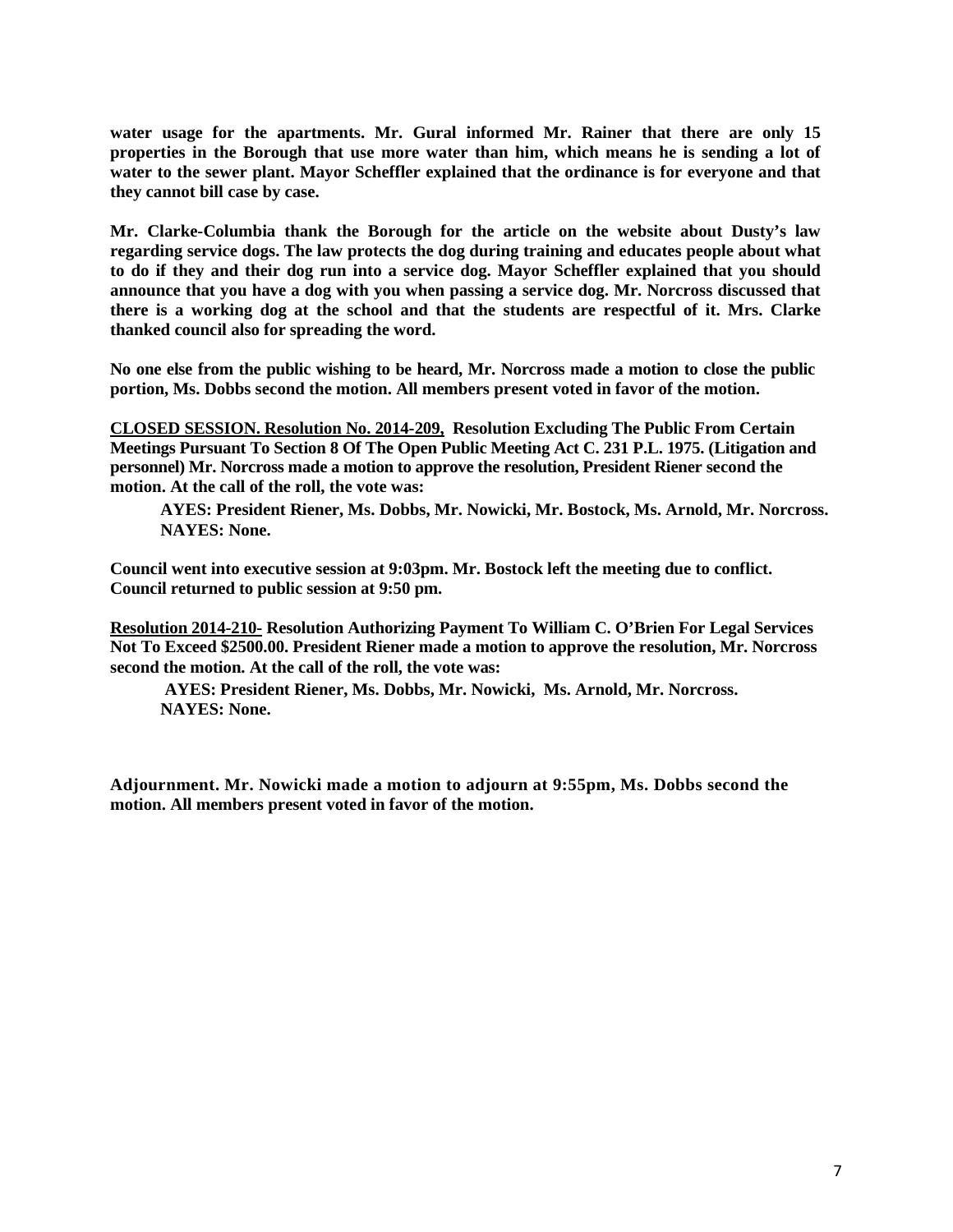**water usage for the apartments. Mr. Gural informed Mr. Rainer that there are only 15 properties in the Borough that use more water than him, which means he is sending a lot of water to the sewer plant. Mayor Scheffler explained that the ordinance is for everyone and that they cannot bill case by case.**

**Mr. Clarke-Columbia thank the Borough for the article on the website about Dusty's law regarding service dogs. The law protects the dog during training and educates people about what to do if they and their dog run into a service dog. Mayor Scheffler explained that you should announce that you have a dog with you when passing a service dog. Mr. Norcross discussed that there is a working dog at the school and that the students are respectful of it. Mrs. Clarke thanked council also for spreading the word.**

**No one else from the public wishing to be heard, Mr. Norcross made a motion to close the public portion, Ms. Dobbs second the motion. All members present voted in favor of the motion.**

**CLOSED SESSION. Resolution No. 2014-209, Resolution Excluding The Public From Certain Meetings Pursuant To Section 8 Of The Open Public Meeting Act C. 231 P.L. 1975. (Litigation and personnel) Mr. Norcross made a motion to approve the resolution, President Riener second the motion. At the call of the roll, the vote was:**

**AYES: President Riener, Ms. Dobbs, Mr. Nowicki, Mr. Bostock, Ms. Arnold, Mr. Norcross.**
**NAYES: None.**

**Council went into executive session at 9:03pm. Mr. Bostock left the meeting due to conflict. Council returned to public session at 9:50 pm.**

**Resolution 2014-210- Resolution Authorizing Payment To William C. O'Brien For Legal Services Not To Exceed $2500.00. President Riener made a motion to approve the resolution, Mr. Norcross second the motion. At the call of the roll, the vote was:**

**AYES: President Riener, Ms. Dobbs, Mr. Nowicki, Ms. Arnold, Mr. Norcross.**
**NAYES: None.**

**Adjournment. Mr. Nowicki made a motion to adjourn at 9:55pm, Ms. Dobbs second the motion. All members present voted in favor of the motion.**